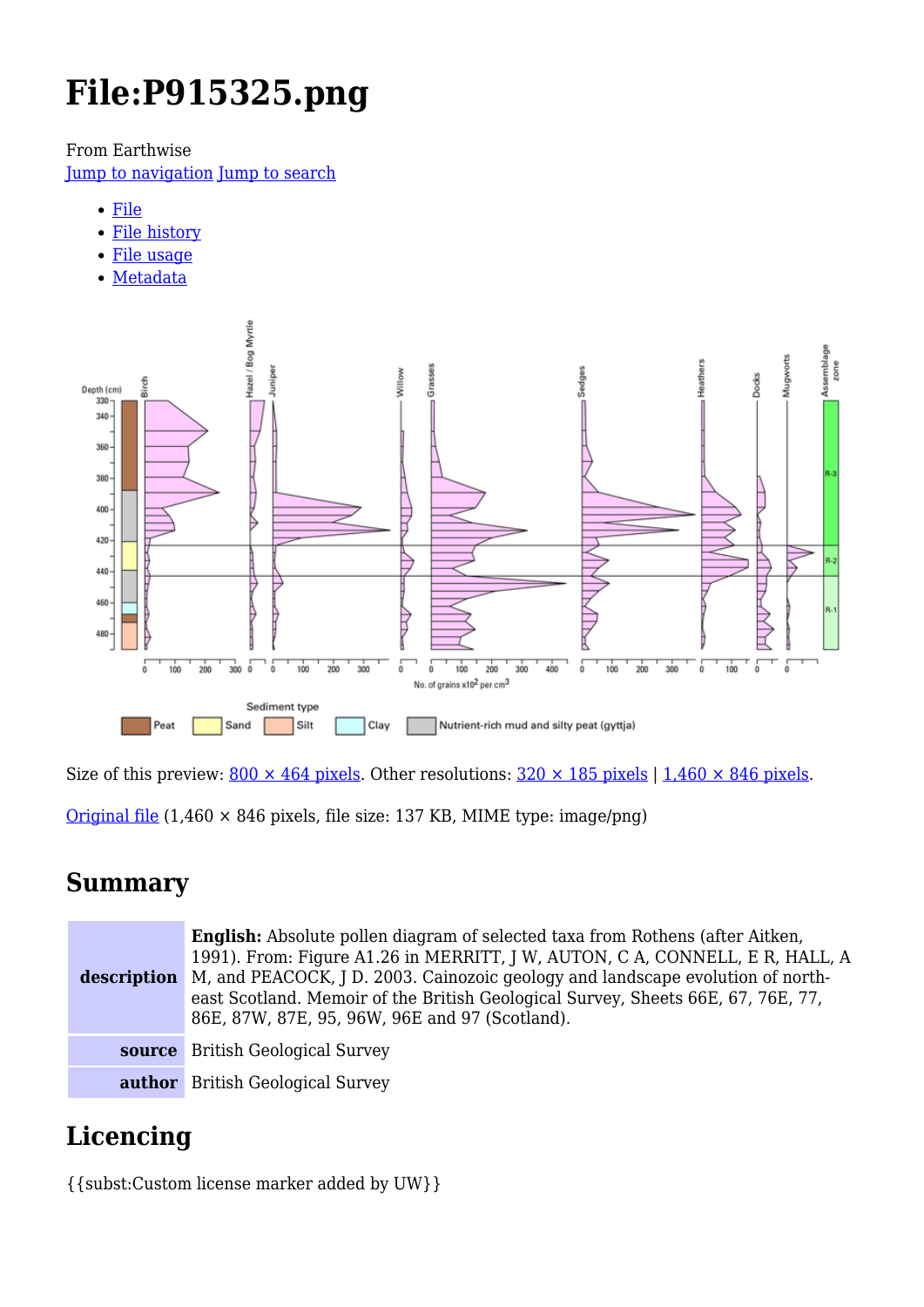# File:P915325.png

From Earthwise

Jump to navigation Jump to search

- File
- File history
- File usage
- Metadata

Size of this preview: 800 × 464 pixels. Other resolutions: 320 × 185 pixels | 1,460 × 846 pixels.

Original file (1,460 × 846 pixels, file size: 137 KB, MIME type: image/png)

## Summary

| | |
|---|---|
| **description** | **English:** Absolute pollen diagram of selected taxa from Rothens (after Aitken, 1991). From: Figure A1.26 in MERRITT, J W, AUTON, C A, CONNELL, E R, HALL, A M, and PEACOCK, J D. 2003. Cainozoic geology and landscape evolution of north-east Scotland. Memoir of the British Geological Survey, Sheets 66E, 67, 76E, 77, 86E, 87W, 87E, 95, 96W, 96E and 97 (Scotland). |
| **source** | British Geological Survey |
| **author** | British Geological Survey |

## Licencing

{{subst:Custom license marker added by UW}}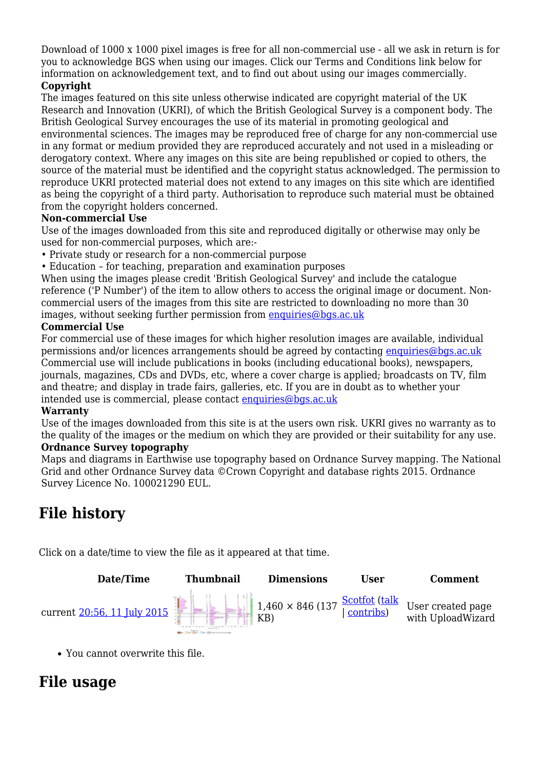Download of 1000 x 1000 pixel images is free for all non-commercial use - all we ask in return is for you to acknowledge BGS when using our images. Click our Terms and Conditions link below for information on acknowledgement text, and to find out about using our images commercially.

**Copyright**

The images featured on this site unless otherwise indicated are copyright material of the UK Research and Innovation (UKRI), of which the British Geological Survey is a component body. The British Geological Survey encourages the use of its material in promoting geological and environmental sciences. The images may be reproduced free of charge for any non-commercial use in any format or medium provided they are reproduced accurately and not used in a misleading or derogatory context. Where any images on this site are being republished or copied to others, the source of the material must be identified and the copyright status acknowledged. The permission to reproduce UKRI protected material does not extend to any images on this site which are identified as being the copyright of a third party. Authorisation to reproduce such material must be obtained from the copyright holders concerned.

**Non-commercial Use**

Use of the images downloaded from this site and reproduced digitally or otherwise may only be used for non-commercial purposes, which are:-

- Private study or research for a non-commercial purpose
- Education – for teaching, preparation and examination purposes

When using the images please credit 'British Geological Survey' and include the catalogue reference ('P Number') of the item to allow others to access the original image or document. Non-commercial users of the images from this site are restricted to downloading no more than 30 images, without seeking further permission from enquiries@bgs.ac.uk

**Commercial Use**

For commercial use of these images for which higher resolution images are available, individual permissions and/or licences arrangements should be agreed by contacting enquiries@bgs.ac.uk Commercial use will include publications in books (including educational books), newspapers, journals, magazines, CDs and DVDs, etc, where a cover charge is applied; broadcasts on TV, film and theatre; and display in trade fairs, galleries, etc. If you are in doubt as to whether your intended use is commercial, please contact enquiries@bgs.ac.uk

**Warranty**

Use of the images downloaded from this site is at the users own risk. UKRI gives no warranty as to the quality of the images or the medium on which they are provided or their suitability for any use.

**Ordnance Survey topography**

Maps and diagrams in Earthwise use topography based on Ordnance Survey mapping. The National Grid and other Ordnance Survey data ©Crown Copyright and database rights 2015. Ordnance Survey Licence No. 100021290 EUL.

## File history

Click on a date/time to view the file as it appeared at that time.

| | Date/Time | Thumbnail | Dimensions | User | Comment |
|---|---|---|---|---|---|
| current | 20:56, 11 July 2015 | | 1,460 × 846 (137 KB) | Scotfot (talk \| contribs) | User created page with UploadWizard |

- You cannot overwrite this file.

## File usage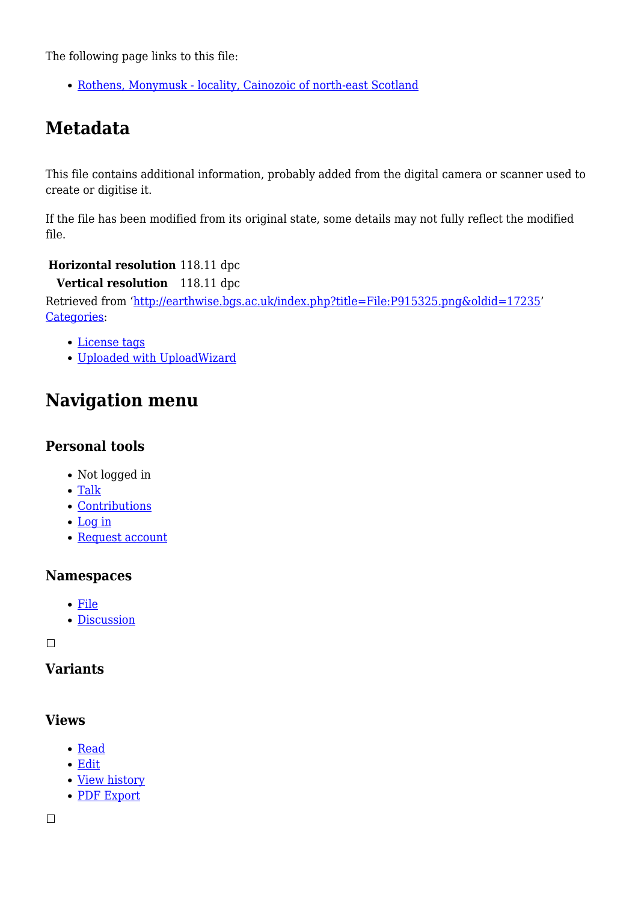The following page links to this file:

- Rothens, Monymusk - locality, Cainozoic of north-east Scotland

## Metadata

This file contains additional information, probably added from the digital camera or scanner used to create or digitise it.

If the file has been modified from its original state, some details may not fully reflect the modified file.

| **Horizontal resolution** | 118.11 dpc |
|---|---|
| **Vertical resolution** | 118.11 dpc |

Retrieved from 'http://earthwise.bgs.ac.uk/index.php?title=File:P915325.png&oldid=17235'
Categories:

- License tags
- Uploaded with UploadWizard

## Navigation menu

### Personal tools

- Not logged in
- Talk
- Contributions
- Log in
- Request account

### Namespaces

- File
- Discussion

### Variants

### Views

- Read
- Edit
- View history
- PDF Export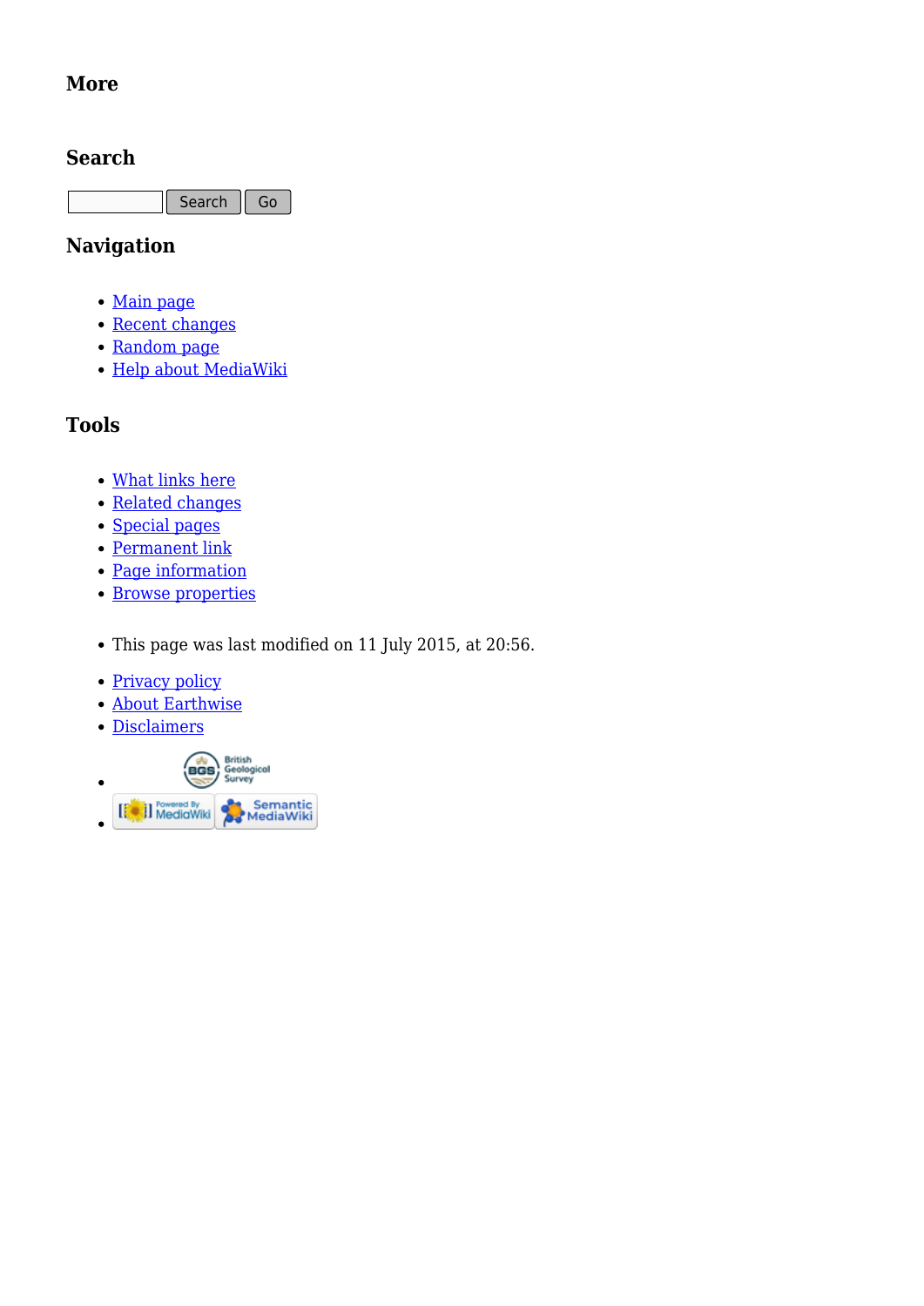### More

### Search

Search Go

### Navigation

- Main page
- Recent changes
- Random page
- Help about MediaWiki

### Tools

- What links here
- Related changes
- Special pages
- Permanent link
- Page information
- Browse properties

- This page was last modified on 11 July 2015, at 20:56.

- Privacy policy
- About Earthwise
- Disclaimers